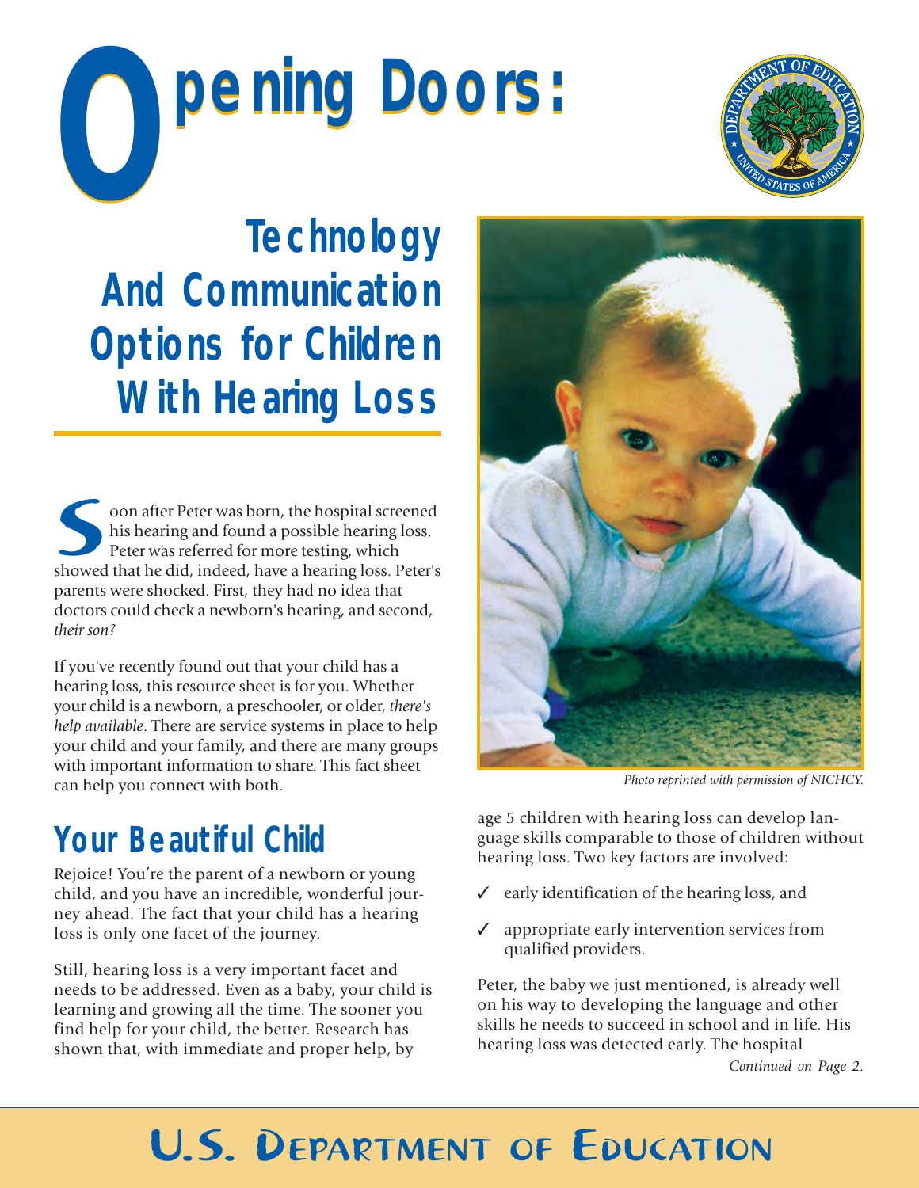# Opening Doors:

## Technology And Communication Options for Children With Hearing Loss

Soon after Peter was born, the hospital screened his hearing and found a possible hearing loss. Peter was referred for more testing, which showed that he did, indeed, have a hearing loss. Peter's parents were shocked. First, they had no idea that doctors could check a newborn's hearing, and second, *their son?*

If you've recently found out that your child has a hearing loss, this resource sheet is for you. Whether your child is a newborn, a preschooler, or older, *there's help available*. There are service systems in place to help your child and your family, and there are many groups with important information to share. This fact sheet can help you connect with both.

## Your Beautiful Child

Rejoice! You're the parent of a newborn or young child, and you have an incredible, wonderful journey ahead. The fact that your child has a hearing loss is only one facet of the journey.

Still, hearing loss is a very important facet and needs to be addressed. Even as a baby, your child is learning and growing all the time. The sooner you find help for your child, the better. Research has shown that, with immediate and proper help, by age 5 children with hearing loss can develop language skills comparable to those of children without hearing loss. Two key factors are involved:

- ✓ early identification of the hearing loss, and
- ✓ appropriate early intervention services from qualified providers.

*Photo reprinted with permission of NICHCY.*

Peter, the baby we just mentioned, is already well on his way to developing the language and other skills he needs to succeed in school and in life. His hearing loss was detected early. The hospital

*Continued on Page 2.*

U.S. Department of Education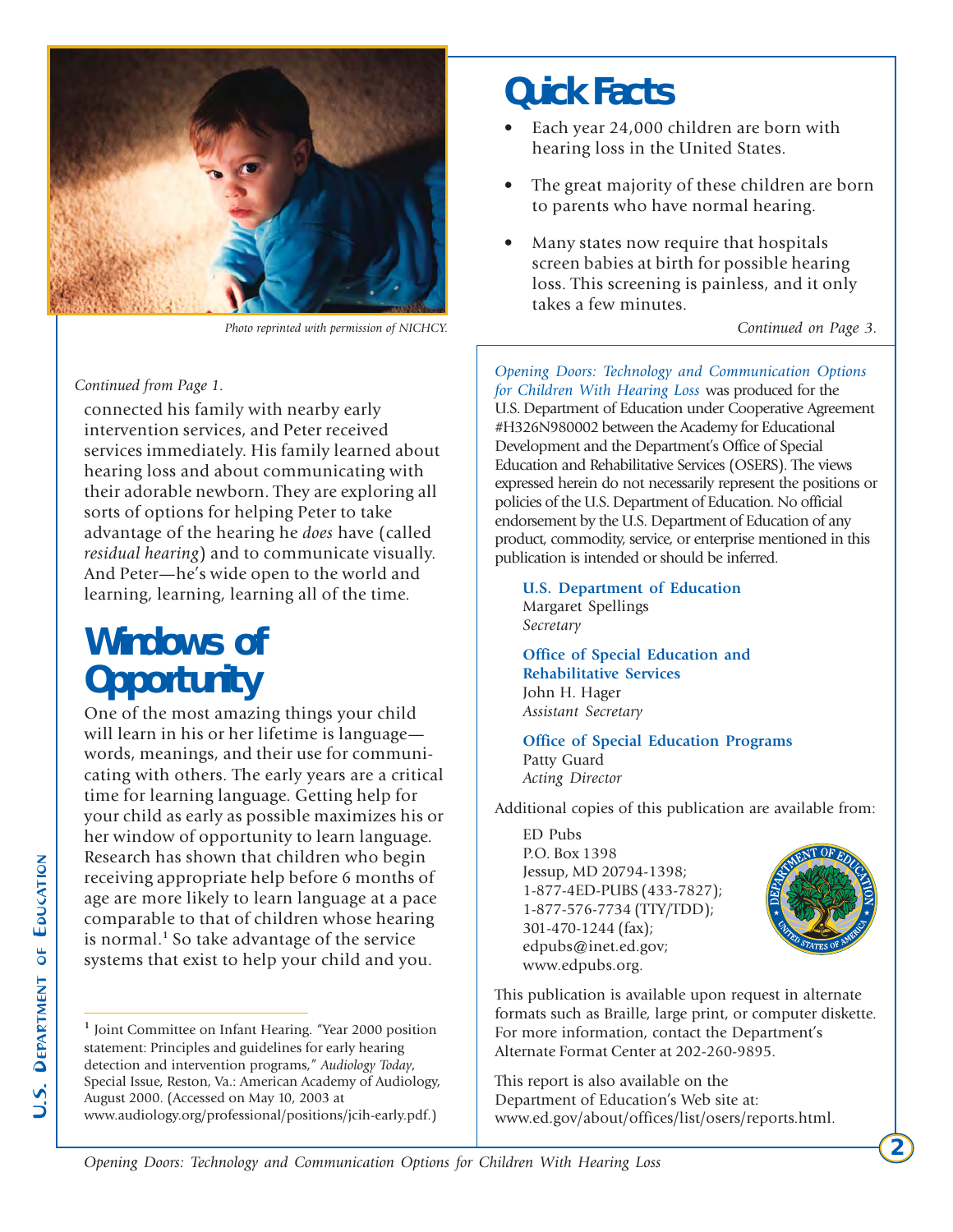Photo reprinted with permission of NICHCY.

*Continued from Page 1.*

connected his family with nearby early intervention services, and Peter received services immediately. His family learned about hearing loss and about communicating with their adorable newborn. They are exploring all sorts of options for helping Peter to take advantage of the hearing he *does* have (called *residual hearing*) and to communicate visually. And Peter—he's wide open to the world and learning, learning, learning all of the time.

## Windows of Opportunity

One of the most amazing things your child will learn in his or her lifetime is language—words, meanings, and their use for communicating with others. The early years are a critical time for learning language. Getting help for your child as early as possible maximizes his or her window of opportunity to learn language. Research has shown that children who begin receiving appropriate help before 6 months of age are more likely to learn language at a pace comparable to that of children whose hearing is normal.[1] So take advantage of the service systems that exist to help your child and you.

[1] Joint Committee on Infant Hearing. "Year 2000 position statement: Principles and guidelines for early hearing detection and intervention programs," *Audiology Today*, Special Issue, Reston, Va.: American Academy of Audiology, August 2000. (Accessed on May 10, 2003 at www.audiology.org/professional/positions/jcih-early.pdf.)

## Quick Facts

- Each year 24,000 children are born with hearing loss in the United States.
- The great majority of these children are born to parents who have normal hearing.
- Many states now require that hospitals screen babies at birth for possible hearing loss. This screening is painless, and it only takes a few minutes.

*Continued on Page 3.*

*Opening Doors: Technology and Communication Options for Children With Hearing Loss* was produced for the U.S. Department of Education under Cooperative Agreement #H326N980002 between the Academy for Educational Development and the Department's Office of Special Education and Rehabilitative Services (OSERS). The views expressed herein do not necessarily represent the positions or policies of the U.S. Department of Education. No official endorsement by the U.S. Department of Education of any product, commodity, service, or enterprise mentioned in this publication is intended or should be inferred.

**U.S. Department of Education**
Margaret Spellings
*Secretary*

**Office of Special Education and Rehabilitative Services**
John H. Hager
*Assistant Secretary*

**Office of Special Education Programs**
Patty Guard
*Acting Director*

Additional copies of this publication are available from:

ED Pubs
P.O. Box 1398
Jessup, MD 20794-1398;
1-877-4ED-PUBS (433-7827);
1-877-576-7734 (TTY/TDD);
301-470-1244 (fax);
edpubs@inet.ed.gov;
www.edpubs.org.

This publication is available upon request in alternate formats such as Braille, large print, or computer diskette. For more information, contact the Department's Alternate Format Center at 202-260-9895.

This report is also available on the Department of Education's Web site at: www.ed.gov/about/offices/list/osers/reports.html.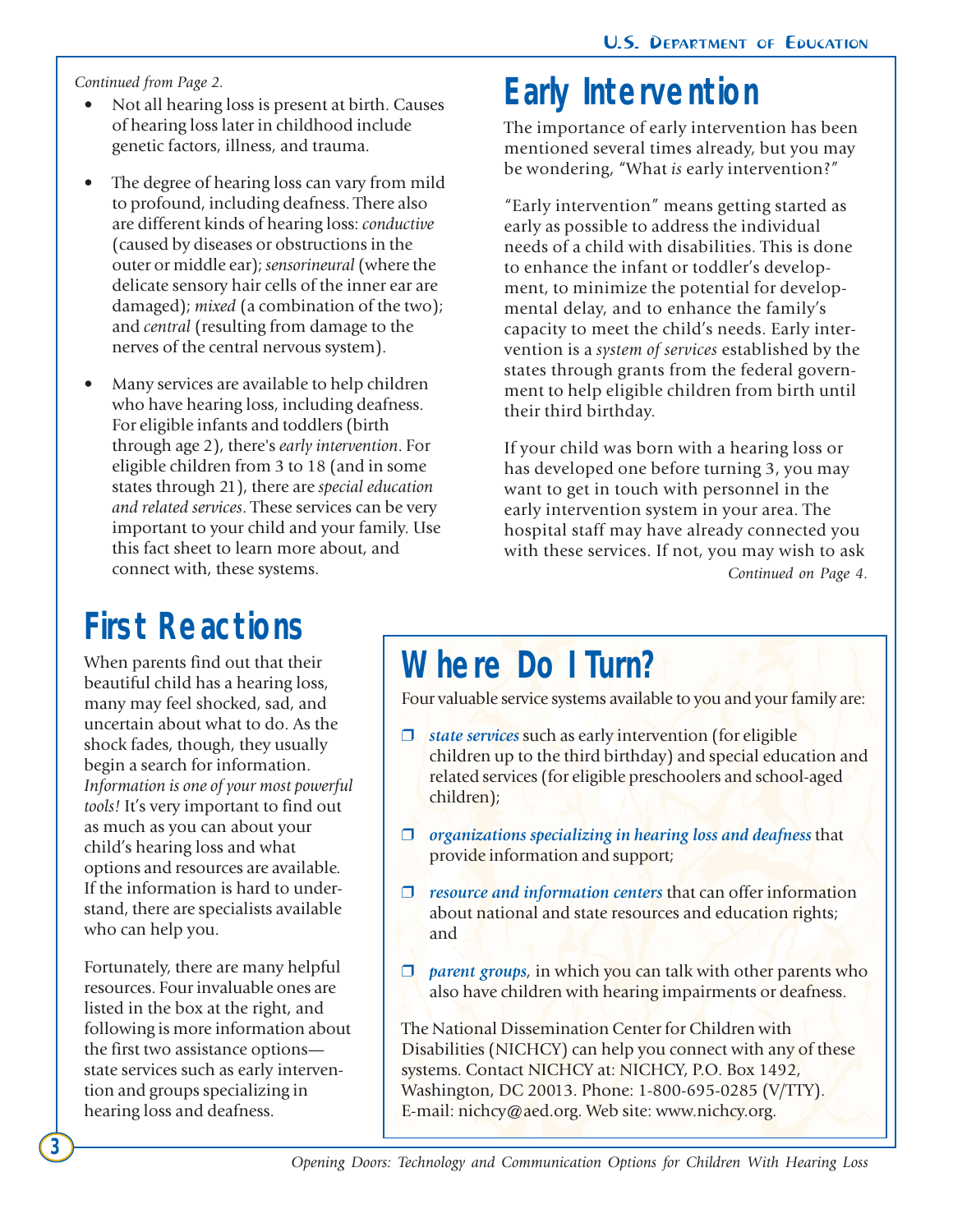*Continued from Page 2.*

- Not all hearing loss is present at birth. Causes of hearing loss later in childhood include genetic factors, illness, and trauma.
- The degree of hearing loss can vary from mild to profound, including deafness. There also are different kinds of hearing loss: *conductive* (caused by diseases or obstructions in the outer or middle ear); *sensorineural* (where the delicate sensory hair cells of the inner ear are damaged); *mixed* (a combination of the two); and *central* (resulting from damage to the nerves of the central nervous system).
- Many services are available to help children who have hearing loss, including deafness. For eligible infants and toddlers (birth through age 2), there's *early intervention*. For eligible children from 3 to 18 (and in some states through 21), there are *special education and related services*. These services can be very important to your child and your family. Use this fact sheet to learn more about, and connect with, these systems.

## First Reactions

When parents find out that their beautiful child has a hearing loss, many may feel shocked, sad, and uncertain about what to do. As the shock fades, though, they usually begin a search for information. *Information is one of your most powerful tools!* It's very important to find out as much as you can about your child's hearing loss and what options and resources are available. If the information is hard to understand, there are specialists available who can help you.

Fortunately, there are many helpful resources. Four invaluable ones are listed in the box at the right, and following is more information about the first two assistance options—state services such as early intervention and groups specializing in hearing loss and deafness.

## Early Intervention

The importance of early intervention has been mentioned several times already, but you may be wondering, "What *is* early intervention?"

"Early intervention" means getting started as early as possible to address the individual needs of a child with disabilities. This is done to enhance the infant or toddler's development, to minimize the potential for developmental delay, and to enhance the family's capacity to meet the child's needs. Early intervention is a *system of services* established by the states through grants from the federal government to help eligible children from birth until their third birthday.

If your child was born with a hearing loss or has developed one before turning 3, you may want to get in touch with personnel in the early intervention system in your area. The hospital staff may have already connected you with these services. If not, you may wish to ask

*Continued on Page 4.*

## Where Do I Turn?

Four valuable service systems available to you and your family are:

- ❒ ***state services*** such as early intervention (for eligible children up to the third birthday) and special education and related services (for eligible preschoolers and school-aged children);
- ❒ ***organizations specializing in hearing loss and deafness*** that provide information and support;
- ❒ ***resource and information centers*** that can offer information about national and state resources and education rights; and
- ❒ ***parent groups***, in which you can talk with other parents who also have children with hearing impairments or deafness.

The National Dissemination Center for Children with Disabilities (NICHCY) can help you connect with any of these systems. Contact NICHCY at: NICHCY, P.O. Box 1492, Washington, DC 20013. Phone: 1-800-695-0285 (V/TTY). E-mail: nichcy@aed.org. Web site: www.nichcy.org.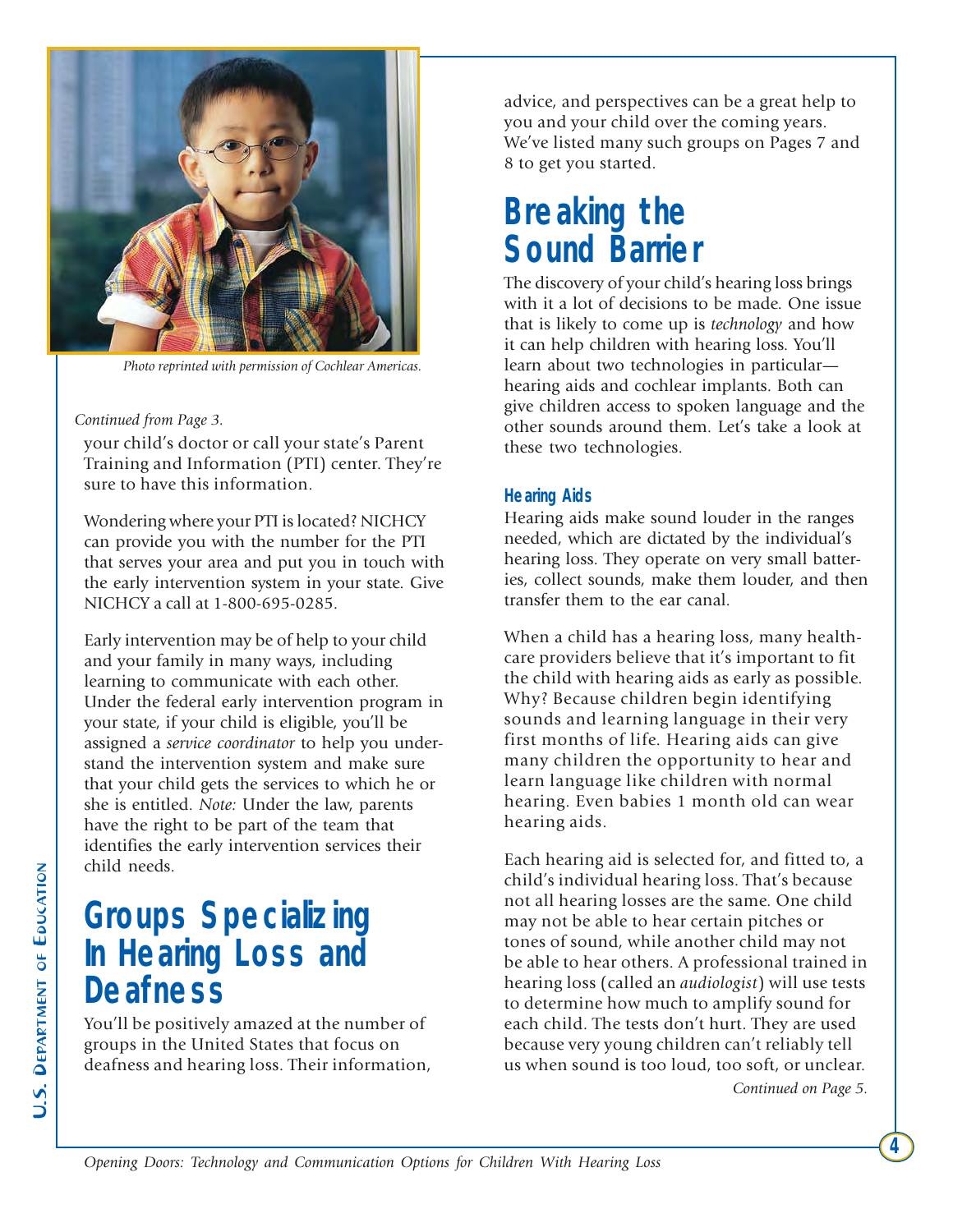Photo reprinted with permission of Cochlear Americas.

*Continued from Page 3.*

your child's doctor or call your state's Parent Training and Information (PTI) center. They're sure to have this information.

Wondering where your PTI is located? NICHCY can provide you with the number for the PTI that serves your area and put you in touch with the early intervention system in your state. Give NICHCY a call at 1-800-695-0285.

Early intervention may be of help to your child and your family in many ways, including learning to communicate with each other. Under the federal early intervention program in your state, if your child is eligible, you'll be assigned a *service coordinator* to help you understand the intervention system and make sure that your child gets the services to which he or she is entitled. *Note:* Under the law, parents have the right to be part of the team that identifies the early intervention services their child needs.

## Groups Specializing In Hearing Loss and Deafness

You'll be positively amazed at the number of groups in the United States that focus on deafness and hearing loss. Their information, advice, and perspectives can be a great help to you and your child over the coming years. We've listed many such groups on Pages 7 and 8 to get you started.

## Breaking the Sound Barrier

The discovery of your child's hearing loss brings with it a lot of decisions to be made. One issue that is likely to come up is *technology* and how it can help children with hearing loss. You'll learn about two technologies in particular—hearing aids and cochlear implants. Both can give children access to spoken language and the other sounds around them. Let's take a look at these two technologies.

### Hearing Aids

Hearing aids make sound louder in the ranges needed, which are dictated by the individual's hearing loss. They operate on very small batteries, collect sounds, make them louder, and then transfer them to the ear canal.

When a child has a hearing loss, many healthcare providers believe that it's important to fit the child with hearing aids as early as possible. Why? Because children begin identifying sounds and learning language in their very first months of life. Hearing aids can give many children the opportunity to hear and learn language like children with normal hearing. Even babies 1 month old can wear hearing aids.

Each hearing aid is selected for, and fitted to, a child's individual hearing loss. That's because not all hearing losses are the same. One child may not be able to hear certain pitches or tones of sound, while another child may not be able to hear others. A professional trained in hearing loss (called an *audiologist*) will use tests to determine how much to amplify sound for each child. The tests don't hurt. They are used because very young children can't reliably tell us when sound is too loud, too soft, or unclear.

*Continued on Page 5.*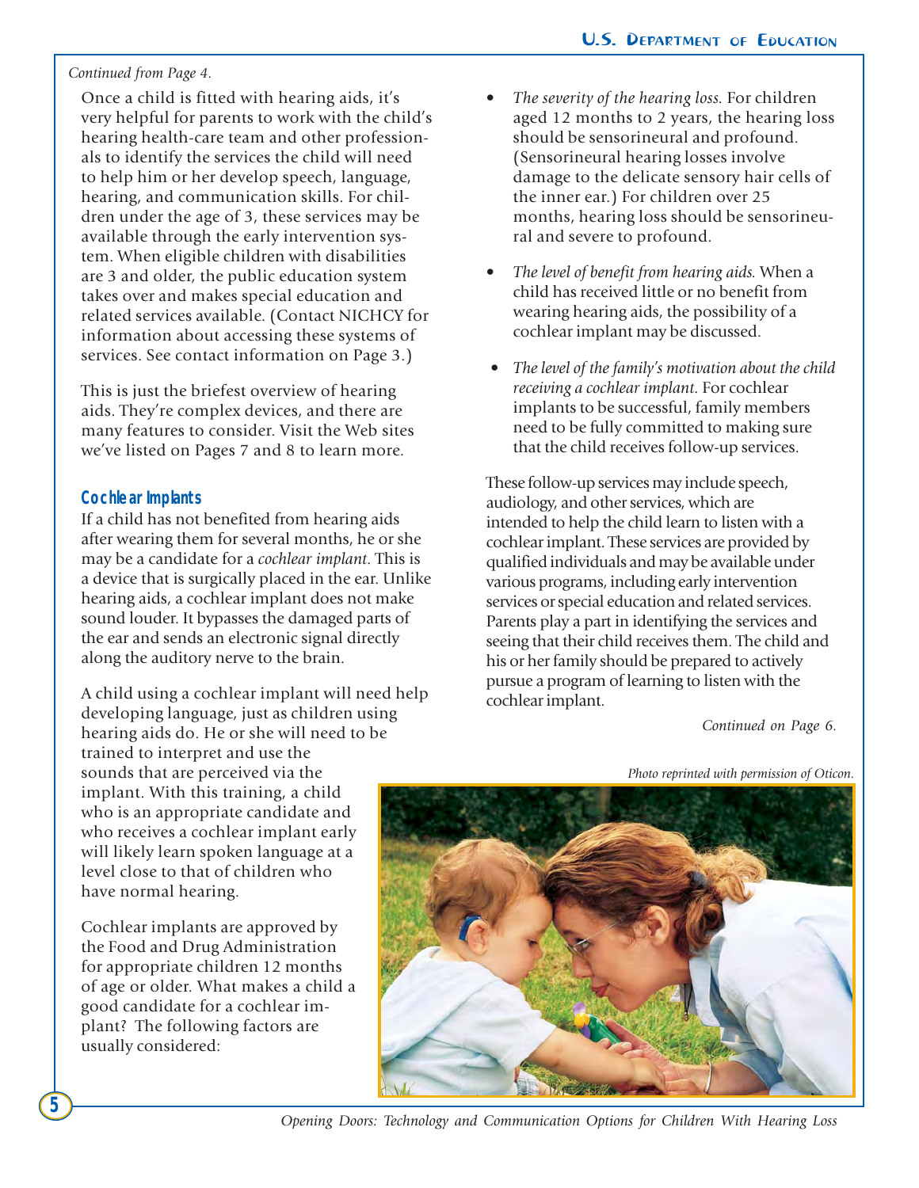*Continued from Page 4.*

Once a child is fitted with hearing aids, it's very helpful for parents to work with the child's hearing health-care team and other professionals to identify the services the child will need to help him or her develop speech, language, hearing, and communication skills. For children under the age of 3, these services may be available through the early intervention system. When eligible children with disabilities are 3 and older, the public education system takes over and makes special education and related services available. (Contact NICHCY for information about accessing these systems of services. See contact information on Page 3.)

This is just the briefest overview of hearing aids. They're complex devices, and there are many features to consider. Visit the Web sites we've listed on Pages 7 and 8 to learn more.

## Cochlear Implants

If a child has not benefited from hearing aids after wearing them for several months, he or she may be a candidate for a *cochlear implant*. This is a device that is surgically placed in the ear. Unlike hearing aids, a cochlear implant does not make sound louder. It bypasses the damaged parts of the ear and sends an electronic signal directly along the auditory nerve to the brain.

A child using a cochlear implant will need help developing language, just as children using hearing aids do. He or she will need to be trained to interpret and use the sounds that are perceived via the implant. With this training, a child who is an appropriate candidate and who receives a cochlear implant early will likely learn spoken language at a level close to that of children who have normal hearing.

Cochlear implants are approved by the Food and Drug Administration for appropriate children 12 months of age or older. What makes a child a good candidate for a cochlear implant? The following factors are usually considered:

- *The severity of the hearing loss.* For children aged 12 months to 2 years, the hearing loss should be sensorineural and profound. (Sensorineural hearing losses involve damage to the delicate sensory hair cells of the inner ear.) For children over 25 months, hearing loss should be sensorineural and severe to profound.
- *The level of benefit from hearing aids.* When a child has received little or no benefit from wearing hearing aids, the possibility of a cochlear implant may be discussed.
- *The level of the family's motivation about the child receiving a cochlear implant.* For cochlear implants to be successful, family members need to be fully committed to making sure that the child receives follow-up services.

These follow-up services may include speech, audiology, and other services, which are intended to help the child learn to listen with a cochlear implant. These services are provided by qualified individuals and may be available under various programs, including early intervention services or special education and related services. Parents play a part in identifying the services and seeing that their child receives them. The child and his or her family should be prepared to actively pursue a program of learning to listen with the cochlear implant.

*Continued on Page 6.*

*Photo reprinted with permission of Oticon.*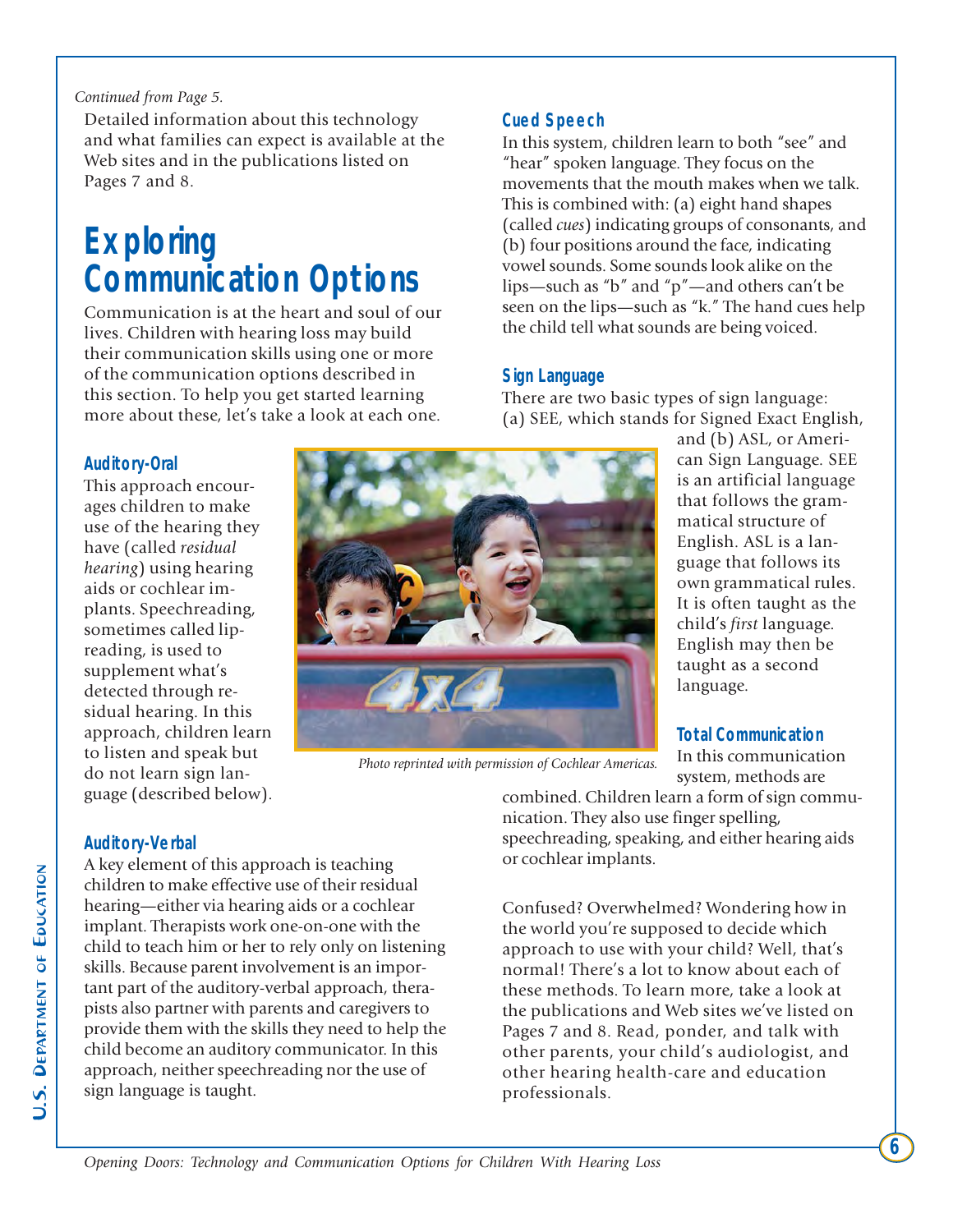*Continued from Page 5.*

Detailed information about this technology and what families can expect is available at the Web sites and in the publications listed on Pages 7 and 8.

# Exploring Communication Options

Communication is at the heart and soul of our lives. Children with hearing loss may build their communication skills using one or more of the communication options described in this section. To help you get started learning more about these, let's take a look at each one.

### Auditory-Oral

This approach encourages children to make use of the hearing they have (called *residual hearing*) using hearing aids or cochlear implants. Speechreading, sometimes called lipreading, is used to supplement what's detected through residual hearing. In this approach, children learn to listen and speak but do not learn sign language (described below).

### Auditory-Verbal

A key element of this approach is teaching children to make effective use of their residual hearing—either via hearing aids or a cochlear implant. Therapists work one-on-one with the child to teach him or her to rely only on listening skills. Because parent involvement is an important part of the auditory-verbal approach, therapists also partner with parents and caregivers to provide them with the skills they need to help the child become an auditory communicator. In this approach, neither speechreading nor the use of sign language is taught.

### Cued Speech

In this system, children learn to both "see" and "hear" spoken language. They focus on the movements that the mouth makes when we talk. This is combined with: (a) eight hand shapes (called *cues*) indicating groups of consonants, and (b) four positions around the face, indicating vowel sounds. Some sounds look alike on the lips—such as "b" and "p"—and others can't be seen on the lips—such as "k." The hand cues help the child tell what sounds are being voiced.

### Sign Language

There are two basic types of sign language: (a) SEE, which stands for Signed Exact English, and (b) ASL, or American Sign Language. SEE is an artificial language that follows the grammatical structure of English. ASL is a language that follows its own grammatical rules. It is often taught as the child's *first* language. English may then be taught as a second language.

*Photo reprinted with permission of Cochlear Americas.*

### Total Communication

In this communication system, methods are combined. Children learn a form of sign communication. They also use finger spelling, speechreading, speaking, and either hearing aids or cochlear implants.

Confused? Overwhelmed? Wondering how in the world you're supposed to decide which approach to use with your child? Well, that's normal! There's a lot to know about each of these methods. To learn more, take a look at the publications and Web sites we've listed on Pages 7 and 8. Read, ponder, and talk with other parents, your child's audiologist, and other hearing health-care and education professionals.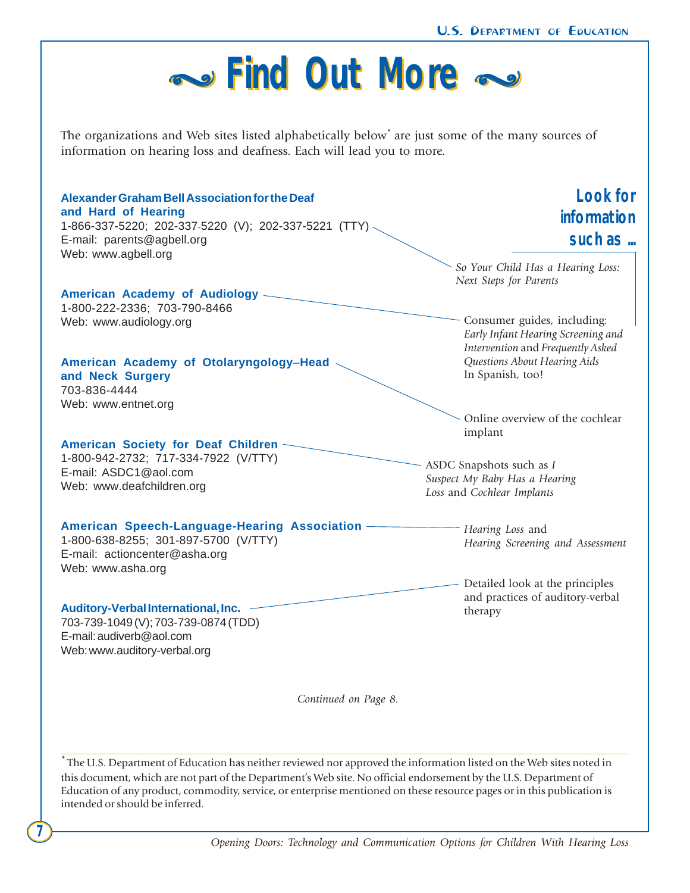# Find Out More

The organizations and Web sites listed alphabetically below* are just some of the many sources of information on hearing loss and deafness. Each will lead you to more.

**Look for information such as ...**

**Alexander Graham Bell Association for the Deaf and Hard of Hearing**
1-866-337-5220; 202-337-5220 (V); 202-337-5221 (TTY)
E-mail: parents@agbell.org
Web: www.agbell.org

→ *So Your Child Has a Hearing Loss: Next Steps for Parents*

**American Academy of Audiology**
1-800-222-2336; 703-790-8466
Web: www.audiology.org

→ Consumer guides, including: *Early Infant Hearing Screening and Intervention* and *Frequently Asked Questions About Hearing Aids*
In Spanish, too!

**American Academy of Otolaryngology–Head and Neck Surgery**
703-836-4444
Web: www.entnet.org

→ Online overview of the cochlear implant

**American Society for Deaf Children**
1-800-942-2732; 717-334-7922 (V/TTY)
E-mail: ASDC1@aol.com
Web: www.deafchildren.org

→ ASDC Snapshots such as *I Suspect My Baby Has a Hearing Loss* and *Cochlear Implants*

**American Speech-Language-Hearing Association**
1-800-638-8255; 301-897-5700 (V/TTY)
E-mail: actioncenter@asha.org
Web: www.asha.org

→ *Hearing Loss* and *Hearing Screening and Assessment*

**Auditory-Verbal International, Inc.**
703-739-1049 (V); 703-739-0874 (TDD)
E-mail: audiverb@aol.com
Web: www.auditory-verbal.org

→ Detailed look at the principles and practices of auditory-verbal therapy

*Continued on Page 8.*

* The U.S. Department of Education has neither reviewed nor approved the information listed on the Web sites noted in this document, which are not part of the Department's Web site. No official endorsement by the U.S. Department of Education of any product, commodity, service, or enterprise mentioned on these resource pages or in this publication is intended or should be inferred.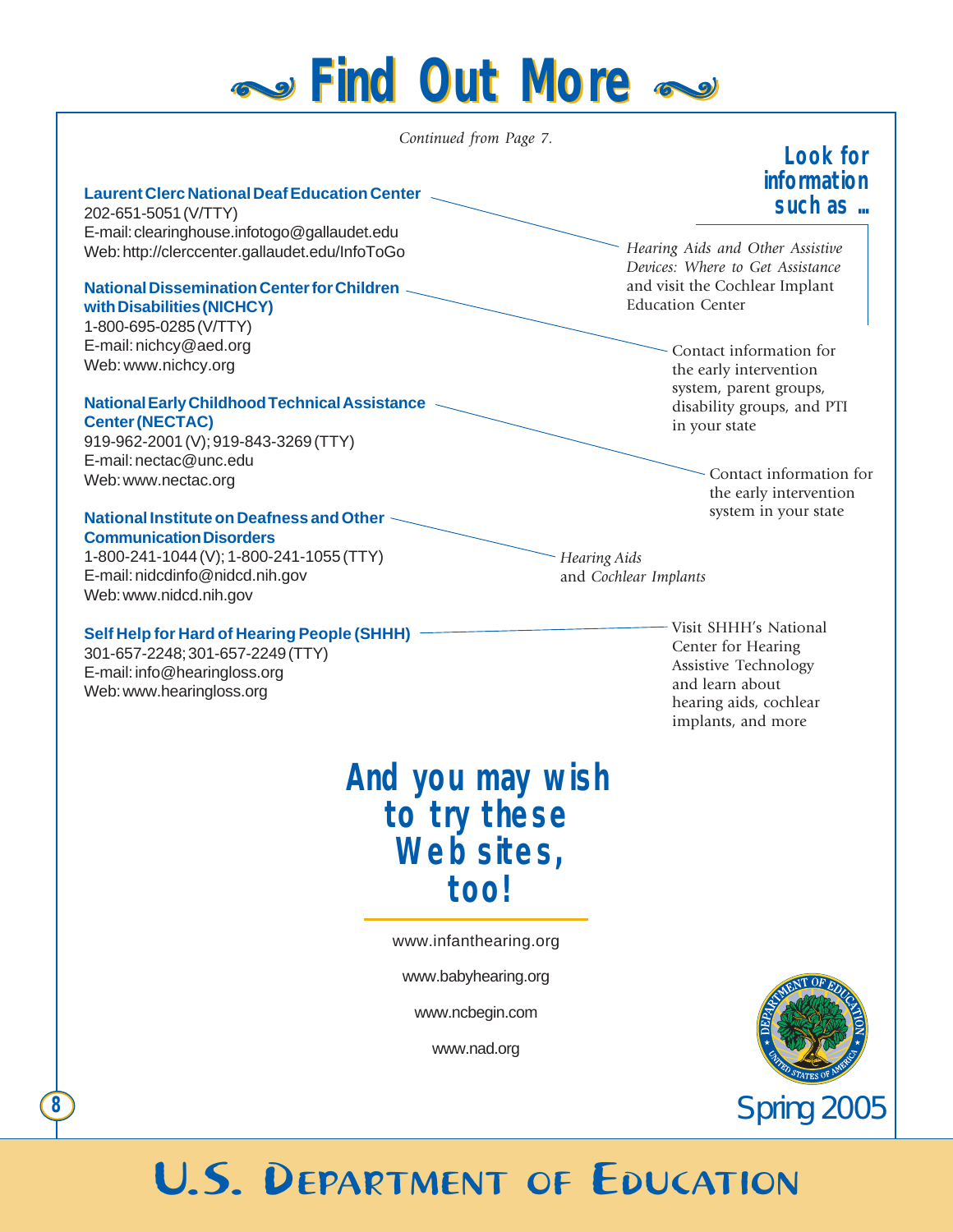# Find Out More

*Continued from Page 7.*

## Look for information such as ...

**Laurent Clerc National Deaf Education Center**
202-651-5051 (V/TTY)
E-mail: clearinghouse.infotogo@gallaudet.edu
Web: http://clerccenter.gallaudet.edu/InfoToGo

*Hearing Aids and Other Assistive Devices: Where to Get Assistance* and visit the Cochlear Implant Education Center

**National Dissemination Center for Children with Disabilities (NICHCY)**
1-800-695-0285 (V/TTY)
E-mail: nichcy@aed.org
Web: www.nichcy.org

Contact information for the early intervention system, parent groups, disability groups, and PTI in your state

**National Early Childhood Technical Assistance Center (NECTAC)**
919-962-2001 (V); 919-843-3269 (TTY)
E-mail: nectac@unc.edu
Web: www.nectac.org

Contact information for the early intervention system in your state

**National Institute on Deafness and Other Communication Disorders**
1-800-241-1044 (V); 1-800-241-1055 (TTY)
E-mail: nidcdinfo@nidcd.nih.gov
Web: www.nidcd.nih.gov

*Hearing Aids* and *Cochlear Implants*

**Self Help for Hard of Hearing People (SHHH)**
301-657-2248; 301-657-2249 (TTY)
E-mail: info@hearingloss.org
Web: www.hearingloss.org

Visit SHHH's National Center for Hearing Assistive Technology and learn about hearing aids, cochlear implants, and more

## And you may wish to try these Web sites, too!

www.infanthearing.org

www.babyhearing.org

www.ncbegin.com

www.nad.org

Spring 2005

U.S. Department of Education